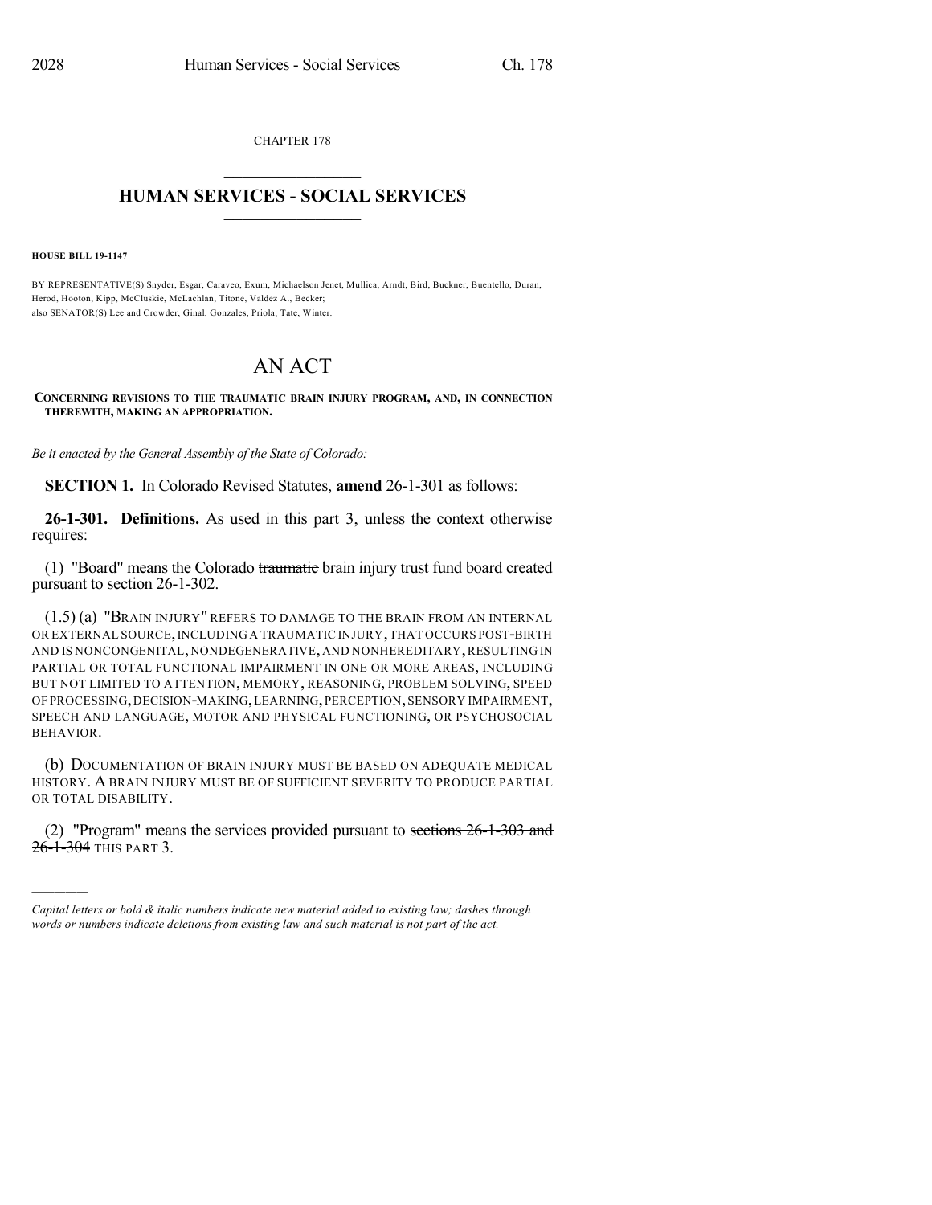CHAPTER 178

# HUMAN SERVICES - SOCIAL SERVICES

**HOUSE BILL 19-1147**

BY REPRESENTATIVE(S) Snyder, Esgar, Caraveo, Exum, Michaelson Jenet, Mullica, Arndt, Bird, Buckner, Buentello, Duran, Herod, Hooton, Kipp, McCluskie, McLachlan, Titone, Valdez A., Becker; also SENATOR(S) Lee and Crowder, Ginal, Gonzales, Priola, Tate, Winter.

# AN ACT

**CONCERNING REVISIONS TO THE TRAUMATIC BRAIN INJURY PROGRAM, AND, IN CONNECTION THEREWITH, MAKING AN APPROPRIATION.**

*Be it enacted by the General Assembly of the State of Colorado:*

**SECTION 1.** In Colorado Revised Statutes, **amend** 26-1-301 as follows:

**26-1-301. Definitions.** As used in this part 3, unless the context otherwise requires:

(1) "Board" means the Colorado ~~traumatic~~ brain injury trust fund board created pursuant to section 26-1-302.

(1.5) (a) "BRAIN INJURY" REFERS TO DAMAGE TO THE BRAIN FROM AN INTERNAL OR EXTERNAL SOURCE, INCLUDING A TRAUMATIC INJURY, THAT OCCURS POST-BIRTH AND IS NONCONGENITAL, NONDEGENERATIVE, AND NONHEREDITARY, RESULTING IN PARTIAL OR TOTAL FUNCTIONAL IMPAIRMENT IN ONE OR MORE AREAS, INCLUDING BUT NOT LIMITED TO ATTENTION, MEMORY, REASONING, PROBLEM SOLVING, SPEED OF PROCESSING, DECISION-MAKING, LEARNING, PERCEPTION, SENSORY IMPAIRMENT, SPEECH AND LANGUAGE, MOTOR AND PHYSICAL FUNCTIONING, OR PSYCHOSOCIAL BEHAVIOR.

(b) DOCUMENTATION OF BRAIN INJURY MUST BE BASED ON ADEQUATE MEDICAL HISTORY. A BRAIN INJURY MUST BE OF SUFFICIENT SEVERITY TO PRODUCE PARTIAL OR TOTAL DISABILITY.

(2) "Program" means the services provided pursuant to ~~sections 26-1-303 and 26-1-304~~ THIS PART 3.

---

*Capital letters or bold & italic numbers indicate new material added to existing law; dashes through words or numbers indicate deletions from existing law and such material is not part of the act.*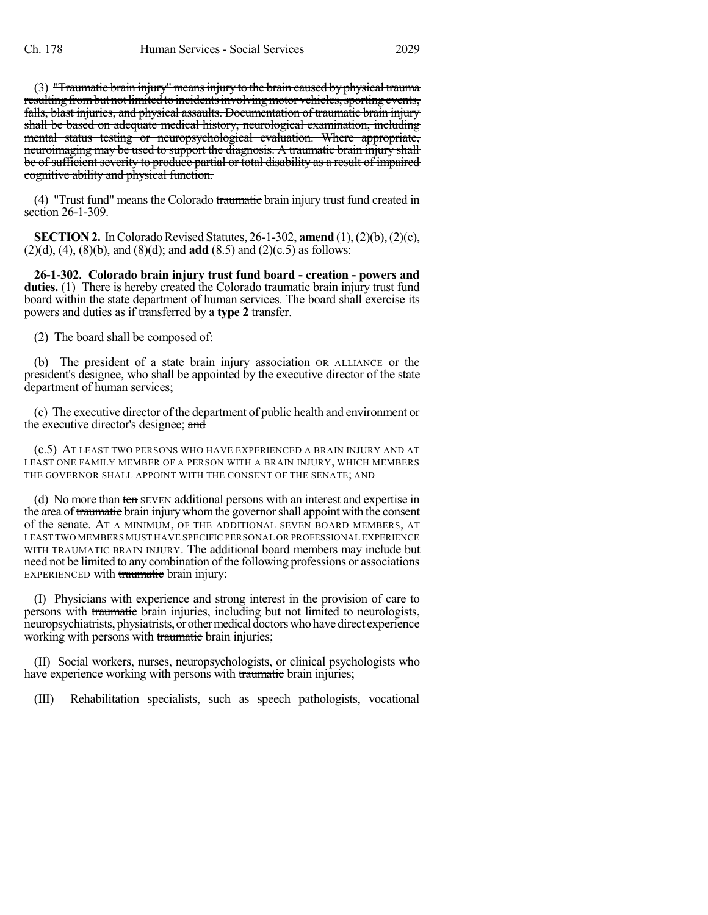(3) ~~"Traumatic brain injury" means injury to the brain caused by physical trauma resulting from but not limited to incidents involving motor vehicles, sporting events, falls, blast injuries, and physical assaults. Documentation of traumatic brain injury shall be based on adequate medical history, neurological examination, including mental status testing or neuropsychological evaluation. Where appropriate, neuroimaging may be used to support the diagnosis. A traumatic brain injury shall be of sufficient severity to produce partial or total disability as a result of impaired cognitive ability and physical function.~~

(4) "Trust fund" means the Colorado ~~traumatic~~ brain injury trust fund created in section 26-1-309.

**SECTION 2.** In Colorado Revised Statutes, 26-1-302, **amend** (1), (2)(b), (2)(c), (2)(d), (4), (8)(b), and (8)(d); and **add** (8.5) and (2)(c.5) as follows:

**26-1-302. Colorado brain injury trust fund board - creation - powers and duties.** (1) There is hereby created the Colorado ~~traumatic~~ brain injury trust fund board within the state department of human services. The board shall exercise its powers and duties as if transferred by a **type 2** transfer.

(2) The board shall be composed of:

(b) The president of a state brain injury association OR ALLIANCE or the president's designee, who shall be appointed by the executive director of the state department of human services;

(c) The executive director of the department of public health and environment or the executive director's designee; ~~and~~

(c.5) AT LEAST TWO PERSONS WHO HAVE EXPERIENCED A BRAIN INJURY AND AT LEAST ONE FAMILY MEMBER OF A PERSON WITH A BRAIN INJURY, WHICH MEMBERS THE GOVERNOR SHALL APPOINT WITH THE CONSENT OF THE SENATE; AND

(d) No more than ~~ten~~ SEVEN additional persons with an interest and expertise in the area of ~~traumatic~~ brain injury whom the governor shall appoint with the consent of the senate. AT A MINIMUM, OF THE ADDITIONAL SEVEN BOARD MEMBERS, AT LEAST TWO MEMBERS MUST HAVE SPECIFIC PERSONAL OR PROFESSIONAL EXPERIENCE WITH TRAUMATIC BRAIN INJURY. The additional board members may include but need not be limited to any combination of the following professions or associations EXPERIENCED with ~~traumatic~~ brain injury:

(I) Physicians with experience and strong interest in the provision of care to persons with ~~traumatic~~ brain injuries, including but not limited to neurologists, neuropsychiatrists, physiatrists, or other medical doctors who have direct experience working with persons with ~~traumatic~~ brain injuries;

(II) Social workers, nurses, neuropsychologists, or clinical psychologists who have experience working with persons with ~~traumatic~~ brain injuries;

(III) Rehabilitation specialists, such as speech pathologists, vocational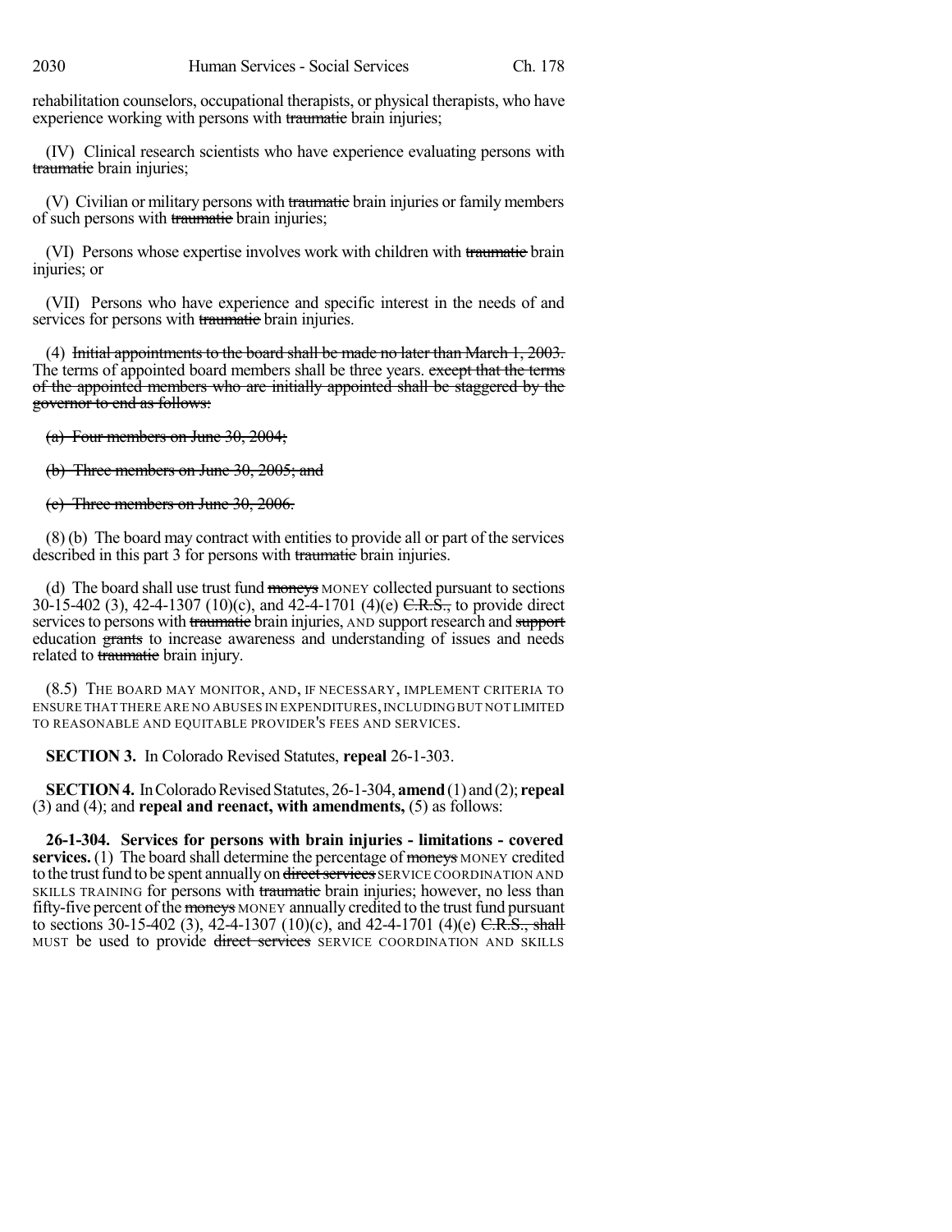rehabilitation counselors, occupational therapists, or physical therapists, who have experience working with persons with ~~traumatic~~ brain injuries;

(IV) Clinical research scientists who have experience evaluating persons with ~~traumatic~~ brain injuries;

(V) Civilian or military persons with ~~traumatic~~ brain injuries or family members of such persons with ~~traumatic~~ brain injuries;

(VI) Persons whose expertise involves work with children with ~~traumatic~~ brain injuries; or

(VII) Persons who have experience and specific interest in the needs of and services for persons with ~~traumatic~~ brain injuries.

(4) ~~Initial appointments to the board shall be made no later than March 1, 2003.~~ The terms of appointed board members shall be three years. ~~except that the terms of the appointed members who are initially appointed shall be staggered by the governor to end as follows:~~

~~(a) Four members on June 30, 2004;~~

~~(b) Three members on June 30, 2005; and~~

~~(c) Three members on June 30, 2006.~~

(8) (b) The board may contract with entities to provide all or part of the services described in this part 3 for persons with ~~traumatic~~ brain injuries.

(d) The board shall use trust fund ~~moneys~~ MONEY collected pursuant to sections 30-15-402 (3), 42-4-1307 (10)(c), and 42-4-1701 (4)(e) ~~C.R.S.,~~ to provide direct services to persons with ~~traumatic~~ brain injuries, AND support research and ~~support~~ education ~~grants~~ to increase awareness and understanding of issues and needs related to ~~traumatic~~ brain injury.

(8.5) THE BOARD MAY MONITOR, AND, IF NECESSARY, IMPLEMENT CRITERIA TO ENSURE THAT THERE ARE NO ABUSES IN EXPENDITURES, INCLUDING BUT NOT LIMITED TO REASONABLE AND EQUITABLE PROVIDER'S FEES AND SERVICES.

**SECTION 3.** In Colorado Revised Statutes, **repeal** 26-1-303.

**SECTION 4.** In Colorado Revised Statutes, 26-1-304, **amend** (1) and (2); **repeal** (3) and (4); and **repeal and reenact, with amendments,** (5) as follows:

**26-1-304. Services for persons with brain injuries - limitations - covered services.** (1) The board shall determine the percentage of ~~moneys~~ MONEY credited to the trust fund to be spent annually on ~~direct services~~ SERVICE COORDINATION AND SKILLS TRAINING for persons with ~~traumatic~~ brain injuries; however, no less than fifty-five percent of the ~~moneys~~ MONEY annually credited to the trust fund pursuant to sections 30-15-402 (3), 42-4-1307 (10)(c), and 42-4-1701 (4)(e) ~~C.R.S., shall~~ MUST be used to provide ~~direct services~~ SERVICE COORDINATION AND SKILLS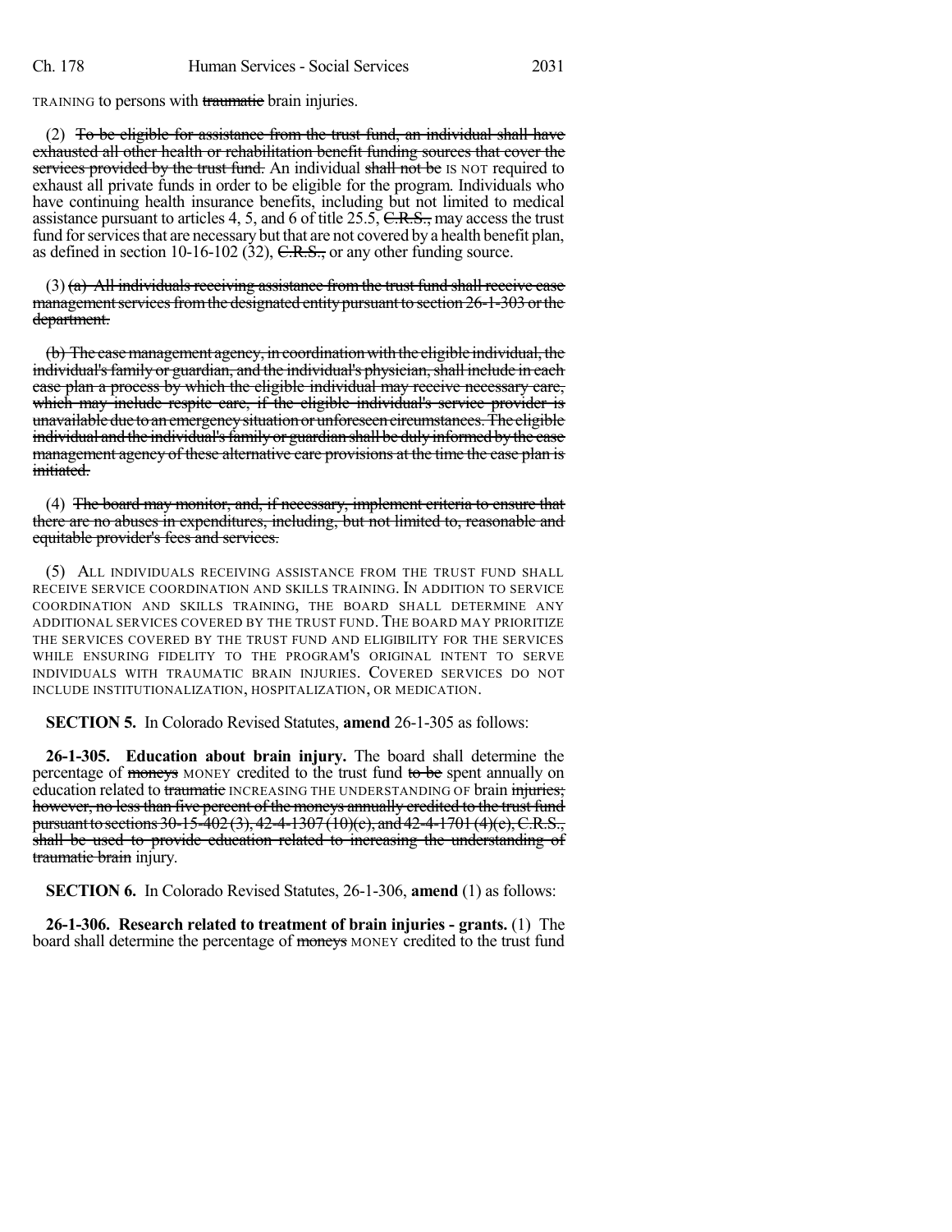TRAINING to persons with ~~traumatic~~ brain injuries.

(2) ~~To be eligible for assistance from the trust fund, an individual shall have exhausted all other health or rehabilitation benefit funding sources that cover the services provided by the trust fund.~~ An individual ~~shall not be~~ IS NOT required to exhaust all private funds in order to be eligible for the program. Individuals who have continuing health insurance benefits, including but not limited to medical assistance pursuant to articles 4, 5, and 6 of title 25.5, ~~C.R.S.,~~ may access the trust fund for services that are necessary but that are not covered by a health benefit plan, as defined in section 10-16-102 (32), ~~C.R.S.,~~ or any other funding source.

(3) ~~(a) All individuals receiving assistance from the trust fund shall receive case management services from the designated entity pursuant to section 26-1-303 or the department.~~

~~(b) The case management agency, in coordination with the eligible individual, the individual's family or guardian, and the individual's physician, shall include in each case plan a process by which the eligible individual may receive necessary care, which may include respite care, if the eligible individual's service provider is unavailable due to an emergency situation or unforeseen circumstances. The eligible individual and the individual's family or guardian shall be duly informed by the case management agency of these alternative care provisions at the time the case plan is initiated.~~

(4) ~~The board may monitor, and, if necessary, implement criteria to ensure that there are no abuses in expenditures, including, but not limited to, reasonable and equitable provider's fees and services.~~

(5) ALL INDIVIDUALS RECEIVING ASSISTANCE FROM THE TRUST FUND SHALL RECEIVE SERVICE COORDINATION AND SKILLS TRAINING. IN ADDITION TO SERVICE COORDINATION AND SKILLS TRAINING, THE BOARD SHALL DETERMINE ANY ADDITIONAL SERVICES COVERED BY THE TRUST FUND. THE BOARD MAY PRIORITIZE THE SERVICES COVERED BY THE TRUST FUND AND ELIGIBILITY FOR THE SERVICES WHILE ENSURING FIDELITY TO THE PROGRAM'S ORIGINAL INTENT TO SERVE INDIVIDUALS WITH TRAUMATIC BRAIN INJURIES. COVERED SERVICES DO NOT INCLUDE INSTITUTIONALIZATION, HOSPITALIZATION, OR MEDICATION.

**SECTION 5.** In Colorado Revised Statutes, **amend** 26-1-305 as follows:

**26-1-305. Education about brain injury.** The board shall determine the percentage of ~~moneys~~ MONEY credited to the trust fund ~~to be~~ spent annually on education related to ~~traumatic~~ INCREASING THE UNDERSTANDING OF brain ~~injuries; however, no less than five percent of the moneys annually credited to the trust fund pursuant to sections 30-15-402 (3), 42-4-1307 (10)(e), and 42-4-1701 (4)(e), C.R.S., shall be used to provide education related to increasing the understanding of traumatic brain~~ injury.

**SECTION 6.** In Colorado Revised Statutes, 26-1-306, **amend** (1) as follows:

**26-1-306. Research related to treatment of brain injuries - grants.** (1) The board shall determine the percentage of ~~moneys~~ MONEY credited to the trust fund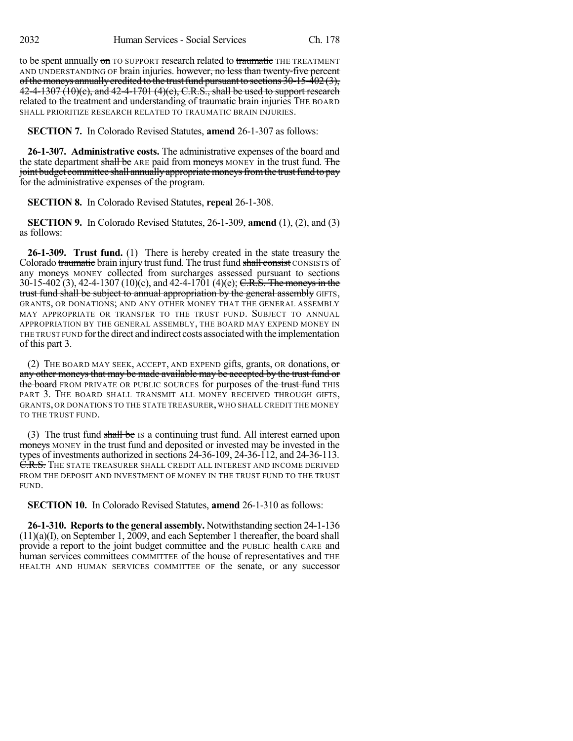to be spent annually ~~on~~ TO SUPPORT research related to ~~traumatic~~ THE TREATMENT AND UNDERSTANDING OF brain injuries. ~~however, no less than twenty-five percent of the moneys annually credited to the trust fund pursuant to sections 30-15-402 (3), 42-4-1307 (10)(c), and 42-4-1701 (4)(e), C.R.S., shall be used to support research related to the treatment and understanding of traumatic brain injuries~~ THE BOARD SHALL PRIORITIZE RESEARCH RELATED TO TRAUMATIC BRAIN INJURIES.

**SECTION 7.** In Colorado Revised Statutes, **amend** 26-1-307 as follows:

**26-1-307. Administrative costs.** The administrative expenses of the board and the state department ~~shall be~~ ARE paid from ~~moneys~~ MONEY in the trust fund. ~~The joint budget committee shall annually appropriate moneys from the trust fund to pay for the administrative expenses of the program.~~

**SECTION 8.** In Colorado Revised Statutes, **repeal** 26-1-308.

**SECTION 9.** In Colorado Revised Statutes, 26-1-309, **amend** (1), (2), and (3) as follows:

**26-1-309. Trust fund.** (1) There is hereby created in the state treasury the Colorado ~~traumatic~~ brain injury trust fund. The trust fund ~~shall consist~~ CONSISTS of any ~~moneys~~ MONEY collected from surcharges assessed pursuant to sections 30-15-402 (3), 42-4-1307 (10)(c), and 42-4-1701 (4)(e); ~~C.R.S. The moneys in the trust fund shall be subject to annual appropriation by the general assembly~~ GIFTS, GRANTS, OR DONATIONS; AND ANY OTHER MONEY THAT THE GENERAL ASSEMBLY MAY APPROPRIATE OR TRANSFER TO THE TRUST FUND. SUBJECT TO ANNUAL APPROPRIATION BY THE GENERAL ASSEMBLY, THE BOARD MAY EXPEND MONEY IN THE TRUST FUND for the direct and indirect costs associated with the implementation of this part 3.

(2) THE BOARD MAY SEEK, ACCEPT, AND EXPEND gifts, grants, OR donations, ~~or any other moneys that may be made available may be accepted by the trust fund or the board~~ FROM PRIVATE OR PUBLIC SOURCES for purposes of ~~the trust fund~~ THIS PART 3. THE BOARD SHALL TRANSMIT ALL MONEY RECEIVED THROUGH GIFTS, GRANTS, OR DONATIONS TO THE STATE TREASURER, WHO SHALL CREDIT THE MONEY TO THE TRUST FUND.

(3) The trust fund ~~shall be~~ IS a continuing trust fund. All interest earned upon ~~moneys~~ MONEY in the trust fund and deposited or invested may be invested in the types of investments authorized in sections 24-36-109, 24-36-112, and 24-36-113. ~~C.R.S.~~ THE STATE TREASURER SHALL CREDIT ALL INTEREST AND INCOME DERIVED FROM THE DEPOSIT AND INVESTMENT OF MONEY IN THE TRUST FUND TO THE TRUST FUND.

**SECTION 10.** In Colorado Revised Statutes, **amend** 26-1-310 as follows:

**26-1-310. Reports to the general assembly.** Notwithstanding section 24-1-136 (11)(a)(I), on September 1, 2009, and each September 1 thereafter, the board shall provide a report to the joint budget committee and the PUBLIC health CARE and human services ~~committees~~ COMMITTEE of the house of representatives and THE HEALTH AND HUMAN SERVICES COMMITTEE OF the senate, or any successor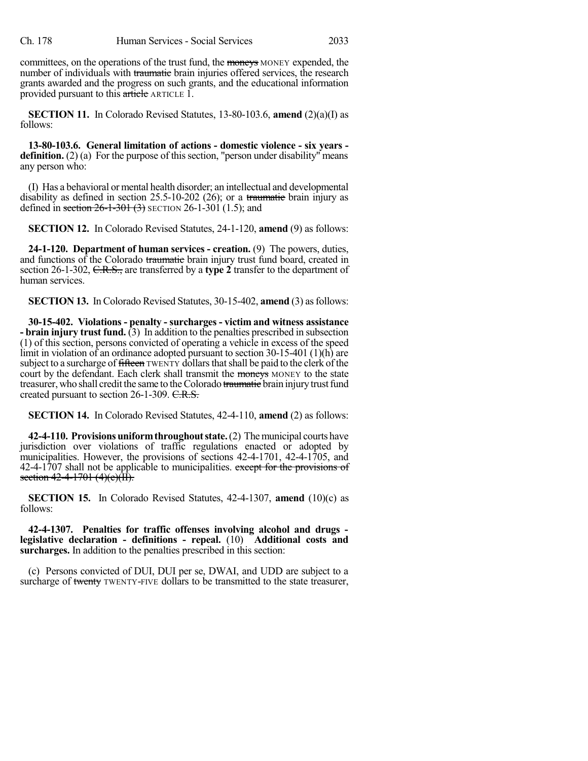committees, on the operations of the trust fund, the ~~moneys~~ MONEY expended, the number of individuals with ~~traumatic~~ brain injuries offered services, the research grants awarded and the progress on such grants, and the educational information provided pursuant to this ~~article~~ ARTICLE 1.

**SECTION 11.** In Colorado Revised Statutes, 13-80-103.6, **amend** (2)(a)(I) as follows:

**13-80-103.6. General limitation of actions - domestic violence - six years - definition.** (2) (a) For the purpose of this section, "person under disability" means any person who:

(I) Has a behavioral or mental health disorder; an intellectual and developmental disability as defined in section 25.5-10-202 (26); or a ~~traumatic~~ brain injury as defined in ~~section 26-1-301 (3)~~ SECTION 26-1-301 (1.5); and

**SECTION 12.** In Colorado Revised Statutes, 24-1-120, **amend** (9) as follows:

**24-1-120. Department of human services - creation.** (9) The powers, duties, and functions of the Colorado ~~traumatic~~ brain injury trust fund board, created in section 26-1-302, ~~C.R.S.,~~ are transferred by a **type 2** transfer to the department of human services.

**SECTION 13.** In Colorado Revised Statutes, 30-15-402, **amend** (3) as follows:

**30-15-402. Violations - penalty - surcharges - victim and witness assistance - brain injury trust fund.** (3) In addition to the penalties prescribed in subsection (1) of this section, persons convicted of operating a vehicle in excess of the speed limit in violation of an ordinance adopted pursuant to section 30-15-401 (1)(h) are subject to a surcharge of ~~fifteen~~ TWENTY dollars that shall be paid to the clerk of the court by the defendant. Each clerk shall transmit the ~~moneys~~ MONEY to the state treasurer, who shall credit the same to the Colorado ~~traumatic~~ brain injury trust fund created pursuant to section 26-1-309. ~~C.R.S.~~

**SECTION 14.** In Colorado Revised Statutes, 42-4-110, **amend** (2) as follows:

**42-4-110. Provisions uniform throughout state.** (2) The municipal courts have jurisdiction over violations of traffic regulations enacted or adopted by municipalities. However, the provisions of sections 42-4-1701, 42-4-1705, and 42-4-1707 shall not be applicable to municipalities. ~~except for the provisions of section 42-4-1701 (4)(e)(II).~~

**SECTION 15.** In Colorado Revised Statutes, 42-4-1307, **amend** (10)(c) as follows:

**42-4-1307. Penalties for traffic offenses involving alcohol and drugs - legislative declaration - definitions - repeal.** (10) **Additional costs and surcharges.** In addition to the penalties prescribed in this section:

(c) Persons convicted of DUI, DUI per se, DWAI, and UDD are subject to a surcharge of ~~twenty~~ TWENTY-FIVE dollars to be transmitted to the state treasurer,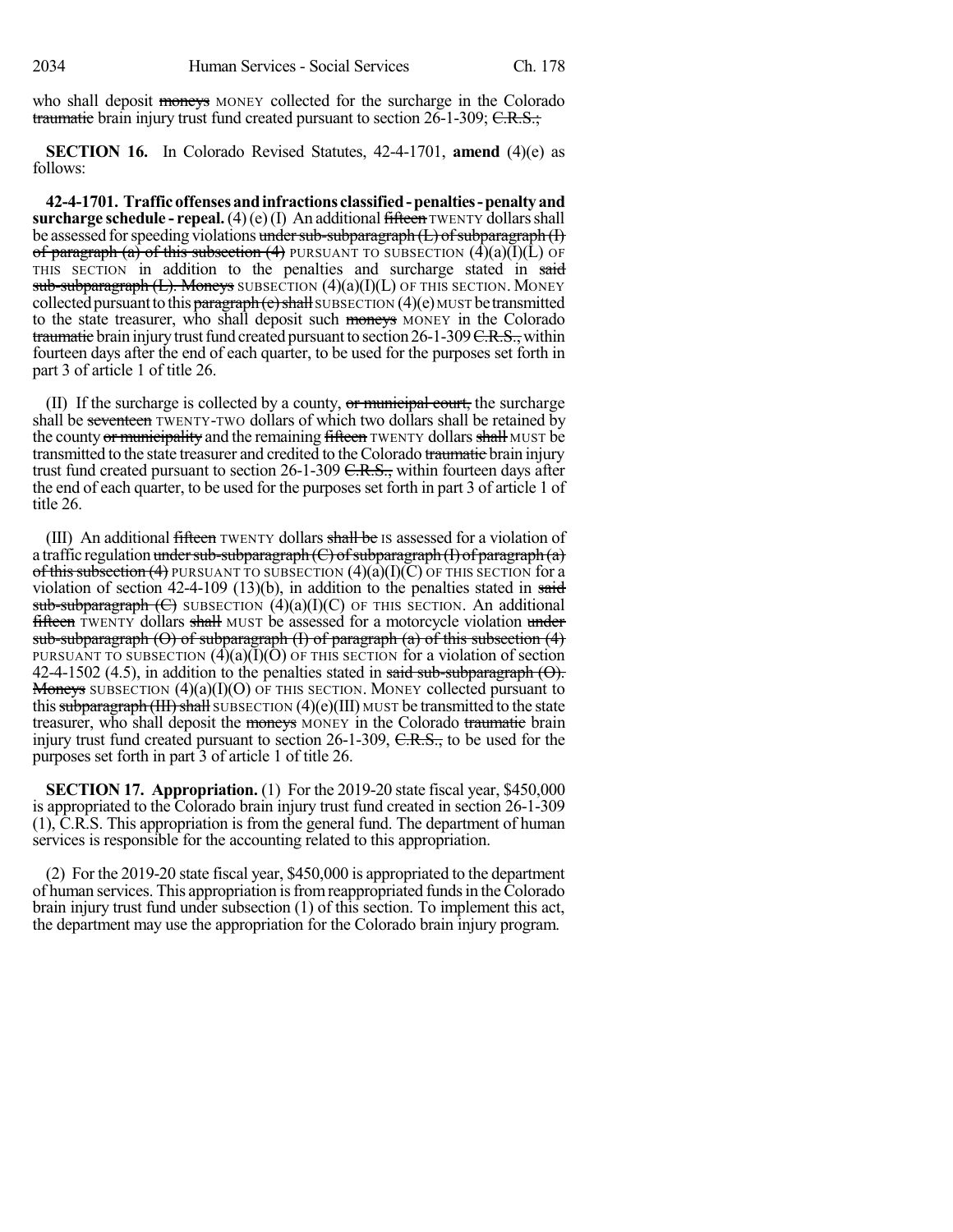who shall deposit ~~moneys~~ MONEY collected for the surcharge in the Colorado ~~traumatic~~ brain injury trust fund created pursuant to section 26-1-309; ~~C.R.S.;~~

**SECTION 16.** In Colorado Revised Statutes, 42-4-1701, **amend** (4)(e) as follows:

**42-4-1701. Traffic offenses and infractions classified - penalties - penalty and surcharge schedule - repeal.** (4) (e) (I) An additional ~~fifteen~~ TWENTY dollars shall be assessed for speeding violations ~~under sub-subparagraph (L) of subparagraph (I) of paragraph (a) of this subsection (4)~~ PURSUANT TO SUBSECTION (4)(a)(I)(L) OF THIS SECTION in addition to the penalties and surcharge stated in ~~said sub-subparagraph (L). Moneys~~ SUBSECTION (4)(a)(I)(L) OF THIS SECTION. MONEY collected pursuant to this ~~paragraph (e) shall~~ SUBSECTION (4)(e) MUST be transmitted to the state treasurer, who shall deposit such ~~moneys~~ MONEY in the Colorado ~~traumatic~~ brain injury trust fund created pursuant to section 26-1-309 ~~C.R.S.,~~ within fourteen days after the end of each quarter, to be used for the purposes set forth in part 3 of article 1 of title 26.

(II) If the surcharge is collected by a county, ~~or municipal court,~~ the surcharge shall be ~~seventeen~~ TWENTY-TWO dollars of which two dollars shall be retained by the county ~~or municipality~~ and the remaining ~~fifteen~~ TWENTY dollars ~~shall~~ MUST be transmitted to the state treasurer and credited to the Colorado ~~traumatic~~ brain injury trust fund created pursuant to section 26-1-309 ~~C.R.S.,~~ within fourteen days after the end of each quarter, to be used for the purposes set forth in part 3 of article 1 of title 26.

(III) An additional ~~fifteen~~ TWENTY dollars ~~shall be~~ IS assessed for a violation of a traffic regulation ~~under sub-subparagraph (C) of subparagraph (I) of paragraph (a) of this subsection (4)~~ PURSUANT TO SUBSECTION (4)(a)(I)(C) OF THIS SECTION for a violation of section 42-4-109 (13)(b), in addition to the penalties stated in ~~said sub-subparagraph (C)~~ SUBSECTION (4)(a)(I)(C) OF THIS SECTION. An additional ~~fifteen~~ TWENTY dollars ~~shall~~ MUST be assessed for a motorcycle violation ~~under sub-subparagraph (O) of subparagraph (I) of paragraph (a) of this subsection (4)~~ PURSUANT TO SUBSECTION (4)(a)(I)(O) OF THIS SECTION for a violation of section 42-4-1502 (4.5), in addition to the penalties stated in ~~said sub-subparagraph (O). Moneys~~ SUBSECTION (4)(a)(I)(O) OF THIS SECTION. MONEY collected pursuant to this ~~subparagraph (III) shall~~ SUBSECTION (4)(e)(III) MUST be transmitted to the state treasurer, who shall deposit the ~~moneys~~ MONEY in the Colorado ~~traumatic~~ brain injury trust fund created pursuant to section 26-1-309, ~~C.R.S.,~~ to be used for the purposes set forth in part 3 of article 1 of title 26.

**SECTION 17. Appropriation.** (1) For the 2019-20 state fiscal year, $450,000 is appropriated to the Colorado brain injury trust fund created in section 26-1-309 (1), C.R.S. This appropriation is from the general fund. The department of human services is responsible for the accounting related to this appropriation.

(2) For the 2019-20 state fiscal year, $450,000 is appropriated to the department of human services. This appropriation is from reappropriated funds in the Colorado brain injury trust fund under subsection (1) of this section. To implement this act, the department may use the appropriation for the Colorado brain injury program.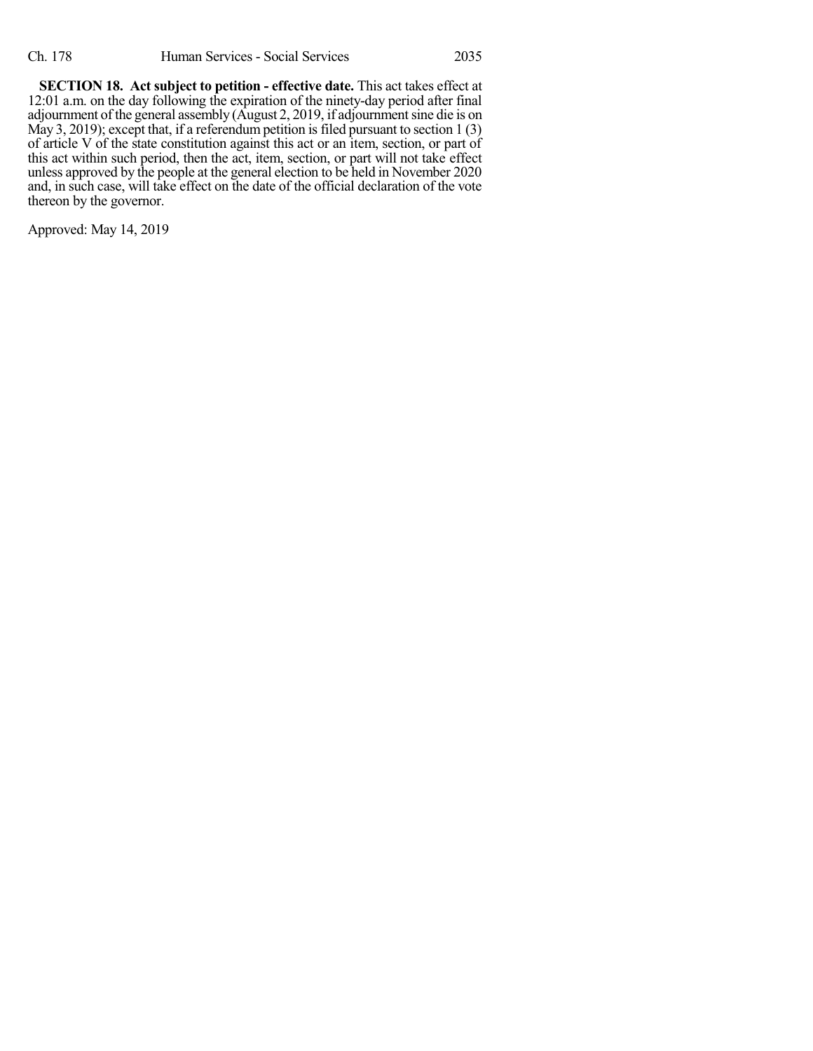**SECTION 18. Act subject to petition - effective date.** This act takes effect at 12:01 a.m. on the day following the expiration of the ninety-day period after final adjournment of the general assembly (August 2, 2019, if adjournment sine die is on May 3, 2019); except that, if a referendum petition is filed pursuant to section 1 (3) of article V of the state constitution against this act or an item, section, or part of this act within such period, then the act, item, section, or part will not take effect unless approved by the people at the general election to be held in November 2020 and, in such case, will take effect on the date of the official declaration of the vote thereon by the governor.

Approved: May 14, 2019